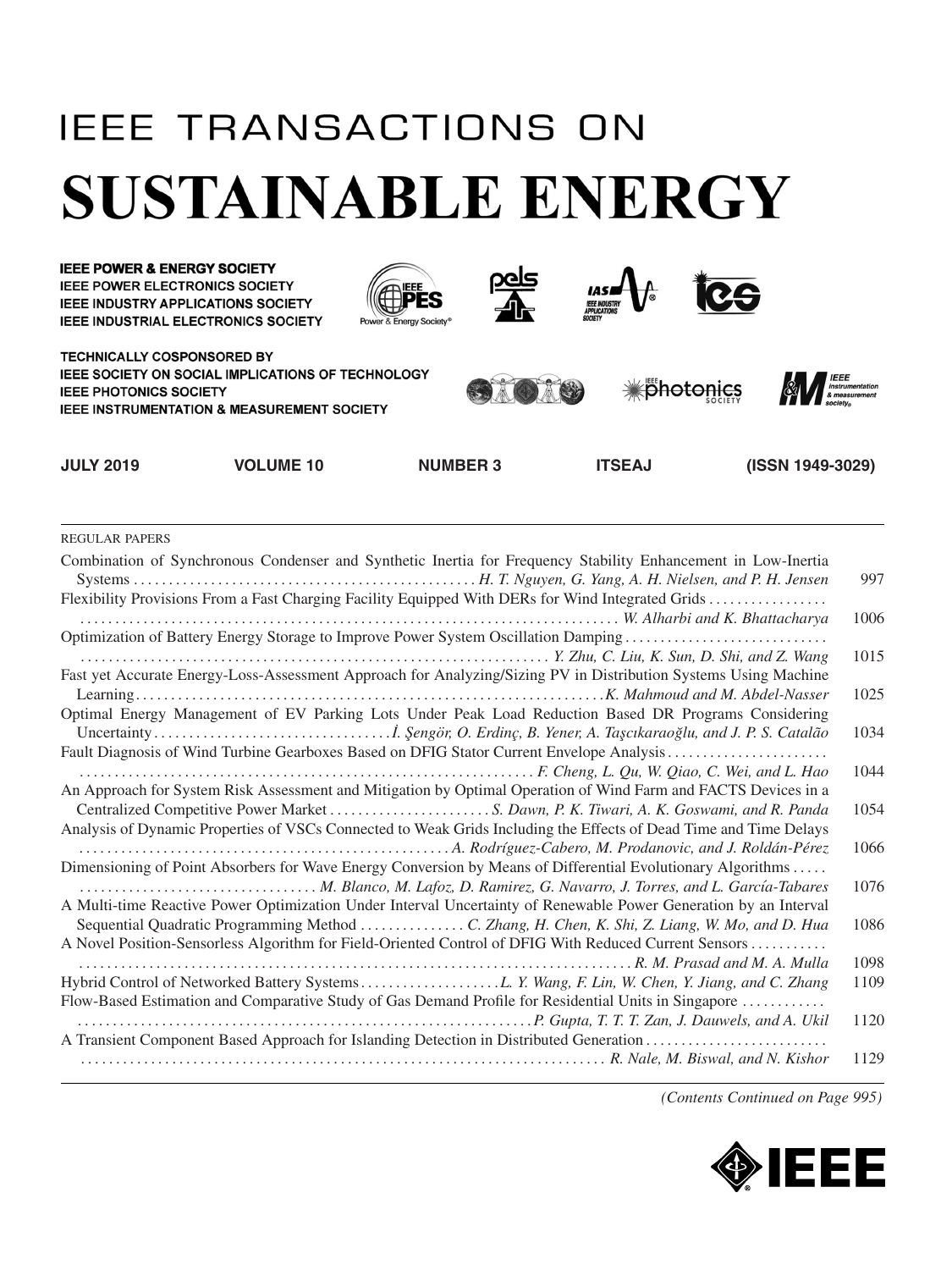# IEEE TRANSACTIONS ON
# SUSTAINABLE ENERGY

**IEEE POWER & ENERGY SOCIETY**
**IEEE POWER ELECTRONICS SOCIETY**
**IEEE INDUSTRY APPLICATIONS SOCIETY**
**IEEE INDUSTRIAL ELECTRONICS SOCIETY**

**TECHNICALLY COSPONSORED BY**
**IEEE SOCIETY ON SOCIAL IMPLICATIONS OF TECHNOLOGY**
**IEEE PHOTONICS SOCIETY**
**IEEE INSTRUMENTATION & MEASUREMENT SOCIETY**

**JULY 2019 VOLUME 10 NUMBER 3 ITSEAJ (ISSN 1949-3029)**

REGULAR PAPERS

Combination of Synchronous Condenser and Synthetic Inertia for Frequency Stability Enhancement in Low-Inertia Systems . . . . . . . . . . *H. T. Nguyen, G. Yang, A. H. Nielsen, and P. H. Jensen* 997

Flexibility Provisions From a Fast Charging Facility Equipped With DERs for Wind Integrated Grids . . . . . . . . . . *W. Alharbi and K. Bhattacharya* 1006

Optimization of Battery Energy Storage to Improve Power System Oscillation Damping . . . . . . . . . . *Y. Zhu, C. Liu, K. Sun, D. Shi, and Z. Wang* 1015

Fast yet Accurate Energy-Loss-Assessment Approach for Analyzing/Sizing PV in Distribution Systems Using Machine Learning . . . . . . . . . . *K. Mahmoud and M. Abdel-Nasser* 1025

Optimal Energy Management of EV Parking Lots Under Peak Load Reduction Based DR Programs Considering Uncertainty . . . . . . . . . . *İ. Şengör, O. Erdinç, B. Yener, A. Taşcıkaraoğlu, and J. P. S. Catalão* 1034

Fault Diagnosis of Wind Turbine Gearboxes Based on DFIG Stator Current Envelope Analysis . . . . . . . . . . *F. Cheng, L. Qu, W. Qiao, C. Wei, and L. Hao* 1044

An Approach for System Risk Assessment and Mitigation by Optimal Operation of Wind Farm and FACTS Devices in a Centralized Competitive Power Market . . . . . . . . . . *S. Dawn, P. K. Tiwari, A. K. Goswami, and R. Panda* 1054

Analysis of Dynamic Properties of VSCs Connected to Weak Grids Including the Effects of Dead Time and Time Delays . . . . . . . . . . *A. Rodríguez-Cabero, M. Prodanovic, and J. Roldán-Pérez* 1066

Dimensioning of Point Absorbers for Wave Energy Conversion by Means of Differential Evolutionary Algorithms . . . . . . . . . . *M. Blanco, M. Lafoz, D. Ramirez, G. Navarro, J. Torres, and L. García-Tabares* 1076

A Multi-time Reactive Power Optimization Under Interval Uncertainty of Renewable Power Generation by an Interval Sequential Quadratic Programming Method . . . . . . . . . . *C. Zhang, H. Chen, K. Shi, Z. Liang, W. Mo, and D. Hua* 1086

A Novel Position-Sensorless Algorithm for Field-Oriented Control of DFIG With Reduced Current Sensors . . . . . . . . . . *R. M. Prasad and M. A. Mulla* 1098

Hybrid Control of Networked Battery Systems . . . . . . . . . . *L. Y. Wang, F. Lin, W. Chen, Y. Jiang, and C. Zhang* 1109

Flow-Based Estimation and Comparative Study of Gas Demand Profile for Residential Units in Singapore . . . . . . . . . . *P. Gupta, T. T. T. Zan, J. Dauwels, and A. Ukil* 1120

A Transient Component Based Approach for Islanding Detection in Distributed Generation . . . . . . . . . . *R. Nale, M. Biswal, and N. Kishor* 1129

*(Contents Continued on Page 995)*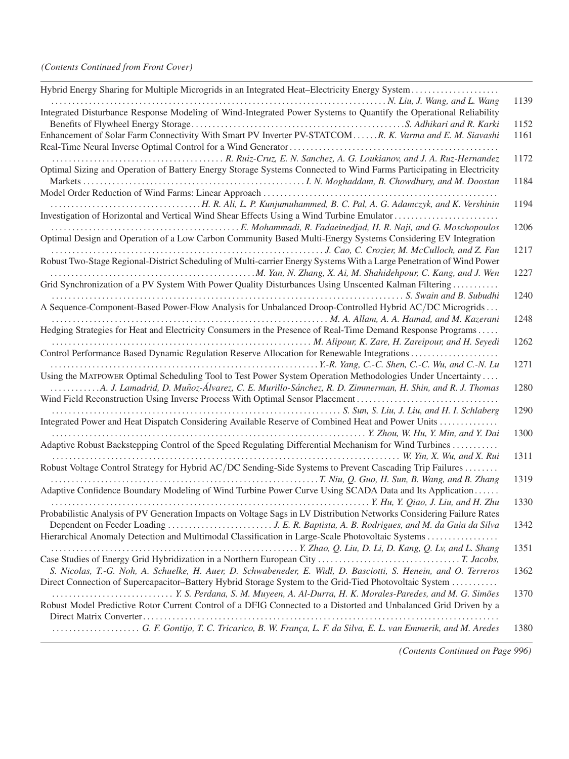*(Contents Continued from Front Cover)*

| | |
|---|---|
| Hybrid Energy Sharing for Multiple Microgrids in an Integrated Heat–Electricity Energy System ........ *N. Liu, J. Wang, and L. Wang* | 1139 |
| Integrated Disturbance Response Modeling of Wind-Integrated Power Systems to Quantify the Operational Reliability Benefits of Flywheel Energy Storage ........ *S. Adhikari and R. Karki* | 1152 |
| Enhancement of Solar Farm Connectivity With Smart PV Inverter PV-STATCOM ........ *R. K. Varma and E. M. Siavashi* | 1161 |
| Real-Time Neural Inverse Optimal Control for a Wind Generator ........ *R. Ruiz-Cruz, E. N. Sanchez, A. G. Loukianov, and J. A. Ruz-Hernandez* | 1172 |
| Optimal Sizing and Operation of Battery Energy Storage Systems Connected to Wind Farms Participating in Electricity Markets ........ *I. N. Moghaddam, B. Chowdhury, and M. Doostan* | 1184 |
| Model Order Reduction of Wind Farms: Linear Approach ........ *H. R. Ali, L. P. Kunjumuhammed, B. C. Pal, A. G. Adamczyk, and K. Vershinin* | 1194 |
| Investigation of Horizontal and Vertical Wind Shear Effects Using a Wind Turbine Emulator ........ *E. Mohammadi, R. Fadaeinedjad, H. R. Naji, and G. Moschopoulos* | 1206 |
| Optimal Design and Operation of a Low Carbon Community Based Multi-Energy Systems Considering EV Integration ........ *J. Cao, C. Crozier, M. McCulloch, and Z. Fan* | 1217 |
| Robust Two-Stage Regional-District Scheduling of Multi-carrier Energy Systems With a Large Penetration of Wind Power ........ *M. Yan, N. Zhang, X. Ai, M. Shahidehpour, C. Kang, and J. Wen* | 1227 |
| Grid Synchronization of a PV System With Power Quality Disturbances Using Unscented Kalman Filtering ........ *S. Swain and B. Subudhi* | 1240 |
| A Sequence-Component-Based Power-Flow Analysis for Unbalanced Droop-Controlled Hybrid AC/DC Microgrids ........ *M. A. Allam, A. A. Hamad, and M. Kazerani* | 1248 |
| Hedging Strategies for Heat and Electricity Consumers in the Presence of Real-Time Demand Response Programs ........ *M. Alipour, K. Zare, H. Zareipour, and H. Seyedi* | 1262 |
| Control Performance Based Dynamic Regulation Reserve Allocation for Renewable Integrations ........ *Y.-R. Yang, C.-S. Shen, C.-C. Wu, and C.-N. Lu* | 1271 |
| Using the MATPOWER Optimal Scheduling Tool to Test Power System Operation Methodologies Under Uncertainty ........ *A. J. Lamadrid, D. Muñoz-Álvarez, C. E. Murillo-Sánchez, R. D. Zimmerman, H. Shin, and R. J. Thomas* | 1280 |
| Wind Field Reconstruction Using Inverse Process With Optimal Sensor Placement ........ *S. Sun, S. Liu, J. Liu, and H. I. Schlaberg* | 1290 |
| Integrated Power and Heat Dispatch Considering Available Reserve of Combined Heat and Power Units ........ *Y. Zhou, W. Hu, Y. Min, and Y. Dai* | 1300 |
| Adaptive Robust Backstepping Control of the Speed Regulating Differential Mechanism for Wind Turbines ........ *W. Yin, X. Wu, and X. Rui* | 1311 |
| Robust Voltage Control Strategy for Hybrid AC/DC Sending-Side Systems to Prevent Cascading Trip Failures ........ *T. Niu, Q. Guo, H. Sun, B. Wang, and B. Zhang* | 1319 |
| Adaptive Confidence Boundary Modeling of Wind Turbine Power Curve Using SCADA Data and Its Application ........ *Y. Hu, Y. Qiao, J. Liu, and H. Zhu* | 1330 |
| Probabilistic Analysis of PV Generation Impacts on Voltage Sags in LV Distribution Networks Considering Failure Rates Dependent on Feeder Loading ........ *J. E. R. Baptista, A. B. Rodrigues, and M. da Guia da Silva* | 1342 |
| Hierarchical Anomaly Detection and Multimodal Classification in Large-Scale Photovoltaic Systems ........ *Y. Zhao, Q. Liu, D. Li, D. Kang, Q. Lv, and L. Shang* | 1351 |
| Case Studies of Energy Grid Hybridization in a Northern European City ........ *T. Jacobs, S. Nicolas, T.-G. Noh, A. Schuelke, H. Auer, D. Schwabeneder, E. Widl, D. Basciotti, S. Henein, and O. Terreros* | 1362 |
| Direct Connection of Supercapacitor–Battery Hybrid Storage System to the Grid-Tied Photovoltaic System ........ *Y. S. Perdana, S. M. Muyeen, A. Al-Durra, H. K. Morales-Paredes, and M. G. Simões* | 1370 |
| Robust Model Predictive Rotor Current Control of a DFIG Connected to a Distorted and Unbalanced Grid Driven by a Direct Matrix Converter ........ *G. F. Gontijo, T. C. Tricarico, B. W. França, L. F. da Silva, E. L. van Emmerik, and M. Aredes* | 1380 |

*(Contents Continued on Page 996)*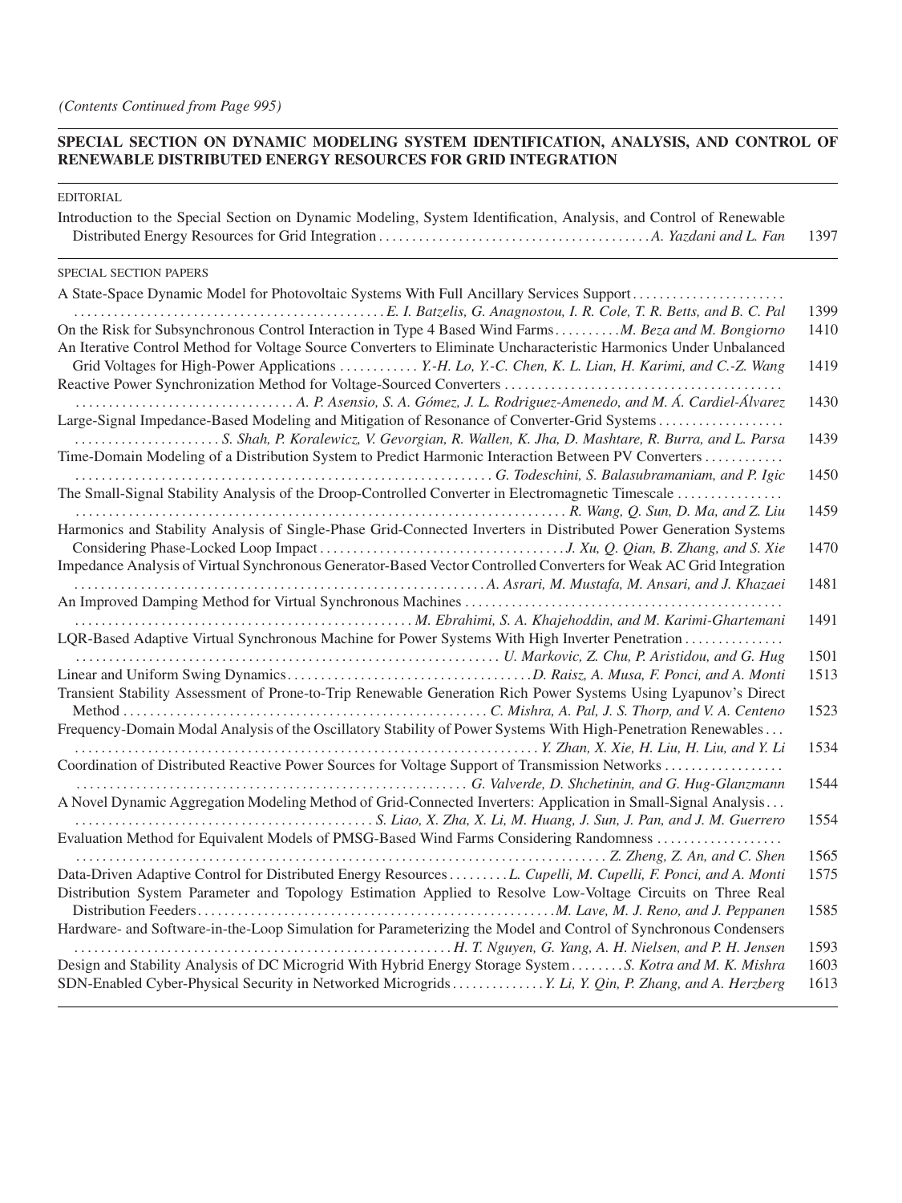*(Contents Continued from Page 995)*

## SPECIAL SECTION ON DYNAMIC MODELING SYSTEM IDENTIFICATION, ANALYSIS, AND CONTROL OF RENEWABLE DISTRIBUTED ENERGY RESOURCES FOR GRID INTEGRATION

EDITORIAL

Introduction to the Special Section on Dynamic Modeling, System Identification, Analysis, and Control of Renewable Distributed Energy Resources for Grid Integration . . . . . . . . . . *A. Yazdani and L. Fan* 1397

SPECIAL SECTION PAPERS

A State-Space Dynamic Model for Photovoltaic Systems With Full Ancillary Services Support . . . . . . . . . . *E. I. Batzelis, G. Anagnostou, I. R. Cole, T. R. Betts, and B. C. Pal* 1399

On the Risk for Subsynchronous Control Interaction in Type 4 Based Wind Farms . . . . . . . . . . *M. Beza and M. Bongiorno* 1410

An Iterative Control Method for Voltage Source Converters to Eliminate Uncharacteristic Harmonics Under Unbalanced Grid Voltages for High-Power Applications . . . . . . . . . . *Y.-H. Lo, Y.-C. Chen, K. L. Lian, H. Karimi, and C.-Z. Wang* 1419

Reactive Power Synchronization Method for Voltage-Sourced Converters . . . . . . . . . . *A. P. Asensio, S. A. Gómez, J. L. Rodriguez-Amenedo, and M. Á. Cardiel-Álvarez* 1430

Large-Signal Impedance-Based Modeling and Mitigation of Resonance of Converter-Grid Systems . . . . . . . . . . *S. Shah, P. Koralewicz, V. Gevorgian, R. Wallen, K. Jha, D. Mashtare, R. Burra, and L. Parsa* 1439

Time-Domain Modeling of a Distribution System to Predict Harmonic Interaction Between PV Converters . . . . . . . . . . *G. Todeschini, S. Balasubramaniam, and P. Igic* 1450

The Small-Signal Stability Analysis of the Droop-Controlled Converter in Electromagnetic Timescale . . . . . . . . . . *R. Wang, Q. Sun, D. Ma, and Z. Liu* 1459

Harmonics and Stability Analysis of Single-Phase Grid-Connected Inverters in Distributed Power Generation Systems Considering Phase-Locked Loop Impact . . . . . . . . . . *J. Xu, Q. Qian, B. Zhang, and S. Xie* 1470

Impedance Analysis of Virtual Synchronous Generator-Based Vector Controlled Converters for Weak AC Grid Integration . . . . . . . . . . *A. Asrari, M. Mustafa, M. Ansari, and J. Khazaei* 1481

An Improved Damping Method for Virtual Synchronous Machines . . . . . . . . . . *M. Ebrahimi, S. A. Khajehoddin, and M. Karimi-Ghartemani* 1491

LQR-Based Adaptive Virtual Synchronous Machine for Power Systems With High Inverter Penetration . . . . . . . . . . *U. Markovic, Z. Chu, P. Aristidou, and G. Hug* 1501

Linear and Uniform Swing Dynamics . . . . . . . . . . *D. Raisz, A. Musa, F. Ponci, and A. Monti* 1513

Transient Stability Assessment of Prone-to-Trip Renewable Generation Rich Power Systems Using Lyapunov's Direct Method . . . . . . . . . . *C. Mishra, A. Pal, J. S. Thorp, and V. A. Centeno* 1523

Frequency-Domain Modal Analysis of the Oscillatory Stability of Power Systems With High-Penetration Renewables . . . . . . . . . . *Y. Zhan, X. Xie, H. Liu, H. Liu, and Y. Li* 1534

Coordination of Distributed Reactive Power Sources for Voltage Support of Transmission Networks . . . . . . . . . . *G. Valverde, D. Shchetinin, and G. Hug-Glanzmann* 1544

A Novel Dynamic Aggregation Modeling Method of Grid-Connected Inverters: Application in Small-Signal Analysis . . . . . . . . . . *S. Liao, X. Zha, X. Li, M. Huang, J. Sun, J. Pan, and J. M. Guerrero* 1554

Evaluation Method for Equivalent Models of PMSG-Based Wind Farms Considering Randomness . . . . . . . . . . *Z. Zheng, Z. An, and C. Shen* 1565

Data-Driven Adaptive Control for Distributed Energy Resources . . . . . . . . . . *L. Cupelli, M. Cupelli, F. Ponci, and A. Monti* 1575

Distribution System Parameter and Topology Estimation Applied to Resolve Low-Voltage Circuits on Three Real Distribution Feeders . . . . . . . . . . *M. Lave, M. J. Reno, and J. Peppanen* 1585

Hardware- and Software-in-the-Loop Simulation for Parameterizing the Model and Control of Synchronous Condensers . . . . . . . . . . *H. T. Nguyen, G. Yang, A. H. Nielsen, and P. H. Jensen* 1593

Design and Stability Analysis of DC Microgrid With Hybrid Energy Storage System . . . . . . . . . . *S. Kotra and M. K. Mishra* 1603

SDN-Enabled Cyber-Physical Security in Networked Microgrids . . . . . . . . . . *Y. Li, Y. Qin, P. Zhang, and A. Herzberg* 1613